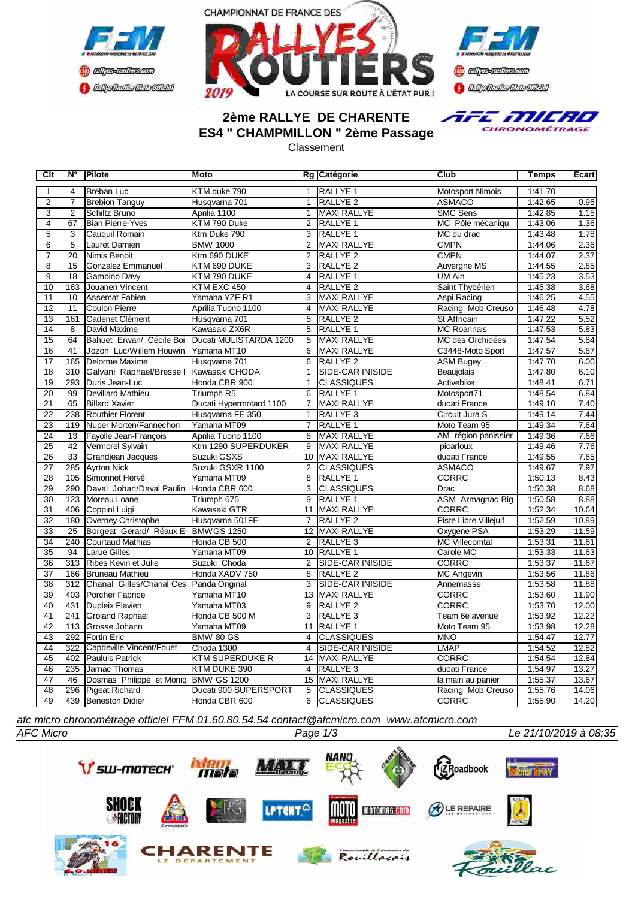CHAMPIONNAT DE FRANCE DES RALLYES ROUTIERS 2019

LA COURSE SUR ROUTE À L'ÉTAT PUR !

## 2ème RALLYE DE CHARENTE
## ES4 " CHAMPMILLON " 2ème Passage

Classement

| Clt | N° | Pilote | Moto | Rg | Catégorie | Club | Temps | Ecart |
|---|---|---|---|---|---|---|---|---|
| 1 | 4 | Breban Luc | KTM duke 790 | 1 | RALLYE 1 | Motosport Nimois | 1:41.70 | |
| 2 | 7 | Brebion Tanguy | Husqvarna 701 | 1 | RALLYE 2 | ASMACO | 1:42.65 | 0.95 |
| 3 | 2 | Schiltz Bruno | Aprilia 1100 | 1 | MAXI RALLYE | SMC Sens | 1:42.85 | 1.15 |
| 4 | 67 | Bian Pierre-Yves | KTM 790 Duke | 2 | RALLYE 1 | MC Pôle mécaniqu | 1:43.06 | 1.36 |
| 5 | 3 | Cauquil Romain | Ktm Duke 790 | 3 | RALLYE 1 | MC du drac | 1:43.48 | 1.78 |
| 6 | 5 | Lauret Damien | BMW 1000 | 2 | MAXI RALLYE | CMPN | 1:44.06 | 2.36 |
| 7 | 20 | Nimis Benoit | Ktm 690 DUKE | 2 | RALLYE 2 | CMPN | 1:44.07 | 2.37 |
| 8 | 15 | Gonzalez Emmanuel | KTM 690 DUKE | 3 | RALLYE 2 | Auvergne MS | 1:44.55 | 2.85 |
| 9 | 18 | Gambino Davy | KTM 790 DUKE | 4 | RALLYE 1 | UM Ain | 1:45.23 | 3.53 |
| 10 | 163 | Jouanen Vincent | KTM EXC 450 | 4 | RALLYE 2 | Saint Thybérien | 1:45.38 | 3.68 |
| 11 | 10 | Assemat Fabien | Yamaha YZF R1 | 3 | MAXI RALLYE | Aspi Racing | 1:46.25 | 4.55 |
| 12 | 11 | Coulon Pierre | Aprilia Tuono 1100 | 4 | MAXI RALLYE | Racing Mob Creuso | 1:46.48 | 4.78 |
| 13 | 161 | Cadenet Clément | Husqvarna 701 | 5 | RALLYE 2 | St Affricain | 1:47.22 | 5.52 |
| 14 | 8 | David Maxime | Kawasaki ZX6R | 5 | RALLYE 1 | MC Roannais | 1:47.53 | 5.83 |
| 15 | 64 | Bahuet Erwan/ Cécile Boi | Ducati MULISTARDA 1200 | 5 | MAXI RALLYE | MC des Orchidées | 1:47.54 | 5.84 |
| 16 | 41 | Jozon Luc/Willem Houwin | Yamaha MT10 | 6 | MAXI RALLYE | C3448-Moto Sport | 1:47.57 | 5.87 |
| 17 | 165 | Delorme Maxime | Husqvarna 701 | 6 | RALLYE 2 | ASM Bugey | 1:47.70 | 6.00 |
| 18 | 310 | Galvani Raphael/Bresse I | Kawasaki CHODA | 1 | SIDE-CAR INISIDE | Beaujolais | 1:47.80 | 6.10 |
| 19 | 293 | Duris Jean-Luc | Honda CBR 900 | 1 | CLASSIQUES | Activebike | 1:48.41 | 6.71 |
| 20 | 99 | Devillard Mathieu | Triumph R5 | 6 | RALLYE 1 | Motosport71 | 1:48.54 | 6.84 |
| 21 | 65 | Billard Xavier | Ducati Hypermotard 1100 | 7 | MAXI RALLYE | ducati France | 1:49.10 | 7.40 |
| 22 | 238 | Routhier Florent | Husqvarna FE 350 | 1 | RALLYE 3 | Circuit Jura S | 1:49.14 | 7.44 |
| 23 | 119 | Nuper Morten/Fannechon | Yamaha MT09 | 7 | RALLYE 1 | Moto Team 95 | 1:49.34 | 7.64 |
| 24 | 13 | Fayolle Jean-François | Aprilia Tuono 1100 | 8 | MAXI RALLYE | AM région panissier | 1:49.36 | 7.66 |
| 25 | 42 | Vermorel Sylvain | Ktm 1290 SUPERDUKER | 9 | MAXI RALLYE | picarloux | 1:49.46 | 7.76 |
| 26 | 33 | Grandjean Jacques | Suzuki GSXS | 10 | MAXI RALLYE | ducati France | 1:49.55 | 7.85 |
| 27 | 285 | Ayrton Nick | Suzuki GSXR 1100 | 2 | CLASSIQUES | ASMACO | 1:49.67 | 7.97 |
| 28 | 105 | Simonnet Hervé | Yamaha MT09 | 8 | RALLYE 1 | CORRC | 1:50.13 | 8.43 |
| 29 | 290 | Daval Johan/Daval Paulin | Honda CBR 600 | 3 | CLASSIQUES | Drac | 1:50.38 | 8.68 |
| 30 | 123 | Moreau Loane | Triumph 675 | 9 | RALLYE 1 | ASM Armagnac Big | 1:50.58 | 8.88 |
| 31 | 406 | Coppini Luigi | Kawasaki GTR | 11 | MAXI RALLYE | CORRC | 1:52.34 | 10.64 |
| 32 | 180 | Overney Christophe | Husqvarna 501FE | 7 | RALLYE 2 | Piste Libre Villejuif | 1:52.59 | 10.89 |
| 33 | 25 | Borgeat Gerard/ Réaux E | BMWGS 1250 | 12 | MAXI RALLYE | Oxygene PSA | 1:53.29 | 11.59 |
| 34 | 240 | Courtaud Mathias | Honda CB 500 | 2 | RALLYE 3 | MC Villecomtal | 1:53.31 | 11.61 |
| 35 | 94 | Larue Gilles | Yamaha MT09 | 10 | RALLYE 1 | Carole MC | 1:53.33 | 11.63 |
| 36 | 313 | Ribes Kevin et Julie | Suzuki Choda | 2 | SIDE-CAR INISIDE | CORRC | 1:53.37 | 11.67 |
| 37 | 166 | Bruneau Mathieu | Honda XADV 750 | 8 | RALLYE 2 | MC Angevin | 1:53.56 | 11.86 |
| 38 | 312 | Chanal Gilles/Chanal Ces | Panda Original | 3 | SIDE-CAR INISIDE | Annemasse | 1:53.58 | 11.88 |
| 39 | 403 | Porcher Fabrice | Yamaha MT10 | 13 | MAXI RALLYE | CORRC | 1:53.60 | 11.90 |
| 40 | 431 | Dupleix Flavien | Yamaha MT03 | 9 | RALLYE 2 | CORRC | 1:53.70 | 12.00 |
| 41 | 241 | Groland Raphael | Honda CB 500 M | 3 | RALLYE 3 | Team 6e avenue | 1:53.92 | 12.22 |
| 42 | 113 | Grosse Johann | Yamaha MT09 | 11 | RALLYE 1 | Moto Team 95 | 1:53.98 | 12.28 |
| 43 | 292 | Fortin Eric | BMW 80 GS | 4 | CLASSIQUES | MNO | 1:54.47 | 12.77 |
| 44 | 322 | Capdeville Vincent/Fouet | Choda 1300 | 4 | SIDE-CAR INISIDE | LMAP | 1:54.52 | 12.82 |
| 45 | 402 | Pauluis Patrick | KTM SUPERDUKE R | 14 | MAXI RALLYE | CORRC | 1:54.54 | 12.84 |
| 46 | 235 | Jarnac Thomas | KTM DUKE 390 | 4 | RALLYE 3 | ducati France | 1:54.97 | 13.27 |
| 47 | 46 | Dosmas Philippe et Moniq | BMW GS 1200 | 15 | MAXI RALLYE | la main au panier | 1:55.37 | 13.67 |
| 48 | 296 | Pigeat Richard | Ducati 900 SUPERSPORT | 5 | CLASSIQUES | Racing Mob Creuso | 1:55.76 | 14.06 |
| 49 | 439 | Beneston Didier | Honda CBR 600 | 6 | CLASSIQUES | CORRC | 1:55.90 | 14.20 |

*afc micro chronométrage officiel FFM 01.60.80.54.54 contact@afcmicro.com www.afcmicro.com*

*AFC Micro* — *Le 21/10/2019 à 08:35*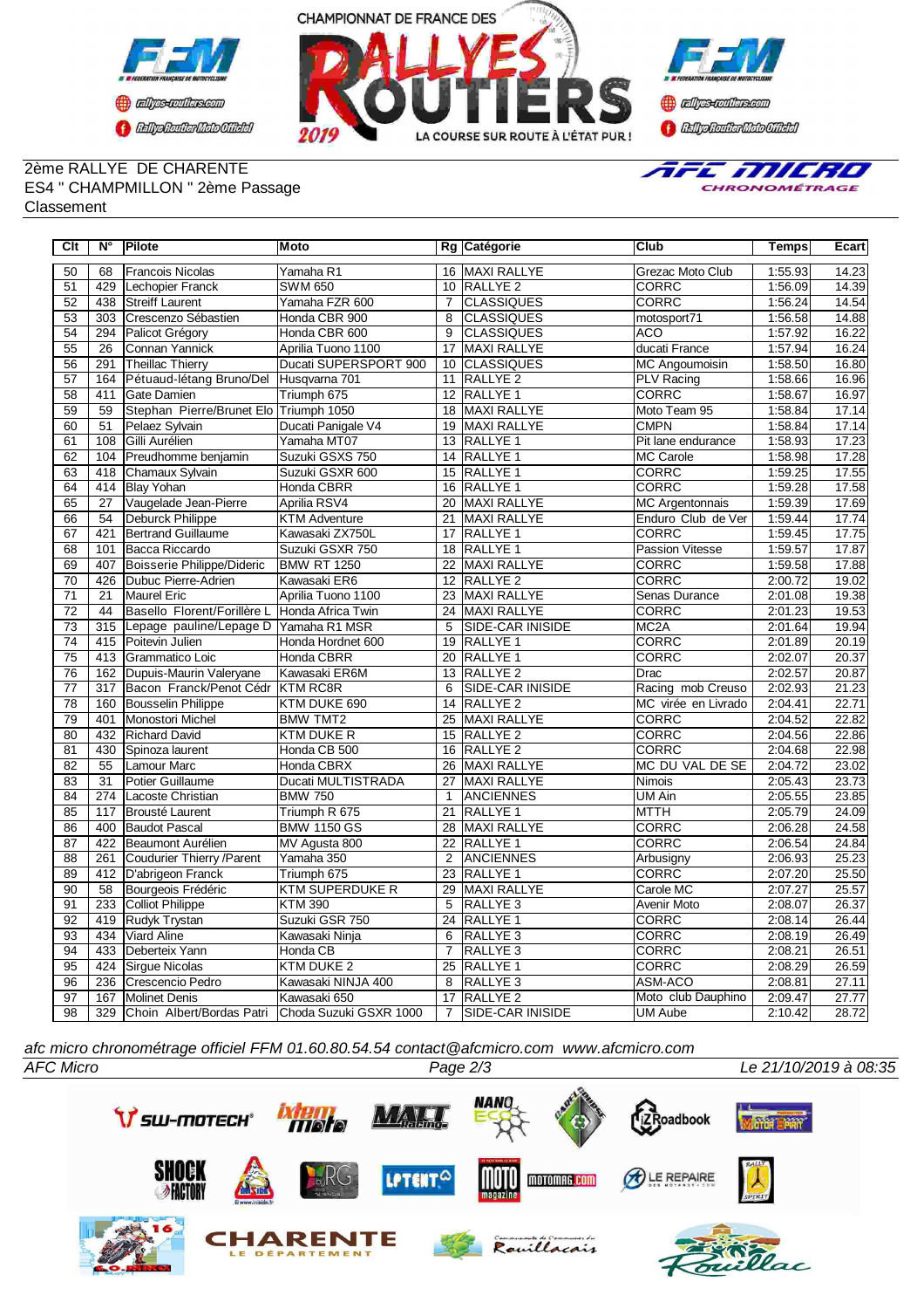2ème RALLYE DE CHARENTE
ES4 " CHAMPMILLON " 2ème Passage
Classement

| Clt | N° | Pilote | Moto | Rg | Catégorie | Club | Temps | Ecart |
|---|---|---|---|---|---|---|---|---|
| 50 | 68 | Francois Nicolas | Yamaha R1 | 16 | MAXI RALLYE | Grezac Moto Club | 1:55.93 | 14.23 |
| 51 | 429 | Lechopier Franck | SWM 650 | 10 | RALLYE 2 | CORRC | 1:56.09 | 14.39 |
| 52 | 438 | Streiff Laurent | Yamaha FZR 600 | 7 | CLASSIQUES | CORRC | 1:56.24 | 14.54 |
| 53 | 303 | Crescenzo Sébastien | Honda CBR 900 | 8 | CLASSIQUES | motosport71 | 1:56.58 | 14.88 |
| 54 | 294 | Palicot Grégory | Honda CBR 600 | 9 | CLASSIQUES | ACO | 1:57.92 | 16.22 |
| 55 | 26 | Connan Yannick | Aprilia Tuono 1100 | 17 | MAXI RALLYE | ducati France | 1:57.94 | 16.24 |
| 56 | 291 | Theillac Thierry | Ducati SUPERSPORT 900 | 10 | CLASSIQUES | MC Angoumoisin | 1:58.50 | 16.80 |
| 57 | 164 | Pétuaud-létang Bruno/Del | Husqvarna 701 | 11 | RALLYE 2 | PLV Racing | 1:58.66 | 16.96 |
| 58 | 411 | Gate Damien | Triumph 675 | 12 | RALLYE 1 | CORRC | 1:58.67 | 16.97 |
| 59 | 59 | Stephan Pierre/Brunet Elo | Triumph 1050 | 18 | MAXI RALLYE | Moto Team 95 | 1:58.84 | 17.14 |
| 60 | 51 | Pelaez Sylvain | Ducati Panigale V4 | 19 | MAXI RALLYE | CMPN | 1:58.84 | 17.14 |
| 61 | 108 | Gilli Aurélien | Yamaha MT07 | 13 | RALLYE 1 | Pit lane endurance | 1:58.93 | 17.23 |
| 62 | 104 | Preudhomme benjamin | Suzuki GSXS 750 | 14 | RALLYE 1 | MC Carole | 1:58.98 | 17.28 |
| 63 | 418 | Chamaux Sylvain | Suzuki GSXR 600 | 15 | RALLYE 1 | CORRC | 1:59.25 | 17.55 |
| 64 | 414 | Blay Yohan | Honda CBRR | 16 | RALLYE 1 | CORRC | 1:59.28 | 17.58 |
| 65 | 27 | Vaugelade Jean-Pierre | Aprilia RSV4 | 20 | MAXI RALLYE | MC Argentonnais | 1:59.39 | 17.69 |
| 66 | 54 | Deburck Philippe | KTM Adventure | 21 | MAXI RALLYE | Enduro Club de Ver | 1:59.44 | 17.74 |
| 67 | 421 | Bertrand Guillaume | Kawasaki ZX750L | 17 | RALLYE 1 | CORRC | 1:59.45 | 17.75 |
| 68 | 101 | Bacca Riccardo | Suzuki GSXR 750 | 18 | RALLYE 1 | Passion Vitesse | 1:59.57 | 17.87 |
| 69 | 407 | Boisserie Philippe/Dideric | BMW RT 1250 | 22 | MAXI RALLYE | CORRC | 1:59.58 | 17.88 |
| 70 | 426 | Dubuc Pierre-Adrien | Kawasaki ER6 | 12 | RALLYE 2 | CORRC | 2:00.72 | 19.02 |
| 71 | 21 | Maurel Eric | Aprilia Tuono 1100 | 23 | MAXI RALLYE | Senas Durance | 2:01.08 | 19.38 |
| 72 | 44 | Basello Florent/Forillère L | Honda Africa Twin | 24 | MAXI RALLYE | CORRC | 2:01.23 | 19.53 |
| 73 | 315 | Lepage pauline/Lepage D | Yamaha R1 MSR | 5 | SIDE-CAR INISIDE | MC2A | 2:01.64 | 19.94 |
| 74 | 415 | Poitevin Julien | Honda Hordnet 600 | 19 | RALLYE 1 | CORRC | 2:01.89 | 20.19 |
| 75 | 413 | Grammatico Loic | Honda CBRR | 20 | RALLYE 1 | CORRC | 2:02.07 | 20.37 |
| 76 | 162 | Dupuis-Maurin Valeryane | Kawasaki ER6M | 13 | RALLYE 2 | Drac | 2:02.57 | 20.87 |
| 77 | 317 | Bacon Franck/Penot Cédr | KTM RC8R | 6 | SIDE-CAR INISIDE | Racing mob Creuso | 2:02.93 | 21.23 |
| 78 | 160 | Bousselin Philippe | KTM DUKE 690 | 14 | RALLYE 2 | MC virée en Livrado | 2:04.41 | 22.71 |
| 79 | 401 | Monostori Michel | BMW TMT2 | 25 | MAXI RALLYE | CORRC | 2:04.52 | 22.82 |
| 80 | 432 | Richard David | KTM DUKE R | 15 | RALLYE 2 | CORRC | 2:04.56 | 22.86 |
| 81 | 430 | Spinoza laurent | Honda CB 500 | 16 | RALLYE 2 | CORRC | 2:04.68 | 22.98 |
| 82 | 55 | Lamour Marc | Honda CBRX | 26 | MAXI RALLYE | MC DU VAL DE SE | 2:04.72 | 23.02 |
| 83 | 31 | Potier Guillaume | Ducati MULTISTRADA | 27 | MAXI RALLYE | Nimois | 2:05.43 | 23.73 |
| 84 | 274 | Lacoste Christian | BMW 750 | 1 | ANCIENNES | UM Ain | 2:05.55 | 23.85 |
| 85 | 117 | Brousté Laurent | Triumph R 675 | 21 | RALLYE 1 | MTTH | 2:05.79 | 24.09 |
| 86 | 400 | Baudot Pascal | BMW 1150 GS | 28 | MAXI RALLYE | CORRC | 2:06.28 | 24.58 |
| 87 | 422 | Beaumont Aurélien | MV Agusta 800 | 22 | RALLYE 1 | CORRC | 2:06.54 | 24.84 |
| 88 | 261 | Coudurier Thierry /Parent | Yamaha 350 | 2 | ANCIENNES | Arbusigny | 2:06.93 | 25.23 |
| 89 | 412 | D'abrigeon Franck | Triumph 675 | 23 | RALLYE 1 | CORRC | 2:07.20 | 25.50 |
| 90 | 58 | Bourgeois Frédéric | KTM SUPERDUKE R | 29 | MAXI RALLYE | Carole MC | 2:07.27 | 25.57 |
| 91 | 233 | Colliot Philippe | KTM 390 | 5 | RALLYE 3 | Avenir Moto | 2:08.07 | 26.37 |
| 92 | 419 | Rudyk Trystan | Suzuki GSR 750 | 24 | RALLYE 1 | CORRC | 2:08.14 | 26.44 |
| 93 | 434 | Viard Aline | Kawasaki Ninja | 6 | RALLYE 3 | CORRC | 2:08.19 | 26.49 |
| 94 | 433 | Deberteix Yann | Honda CB | 7 | RALLYE 3 | CORRC | 2:08.21 | 26.51 |
| 95 | 424 | Sirgue Nicolas | KTM DUKE 2 | 25 | RALLYE 1 | CORRC | 2:08.29 | 26.59 |
| 96 | 236 | Crescencio Pedro | Kawasaki NINJA 400 | 8 | RALLYE 3 | ASM-ACO | 2:08.81 | 27.11 |
| 97 | 167 | Molinet Denis | Kawasaki 650 | 17 | RALLYE 2 | Moto club Dauphino | 2:09.47 | 27.77 |
| 98 | 329 | Choin Albert/Bordas Patri | Choda Suzuki GSXR 1000 | 7 | SIDE-CAR INISIDE | UM Aube | 2:10.42 | 28.72 |

*afc micro chronométrage officiel FFM 01.60.80.54.54 contact@afcmicro.com www.afcmicro.com*

*AFC Micro* — Le 21/10/2019 à 08:35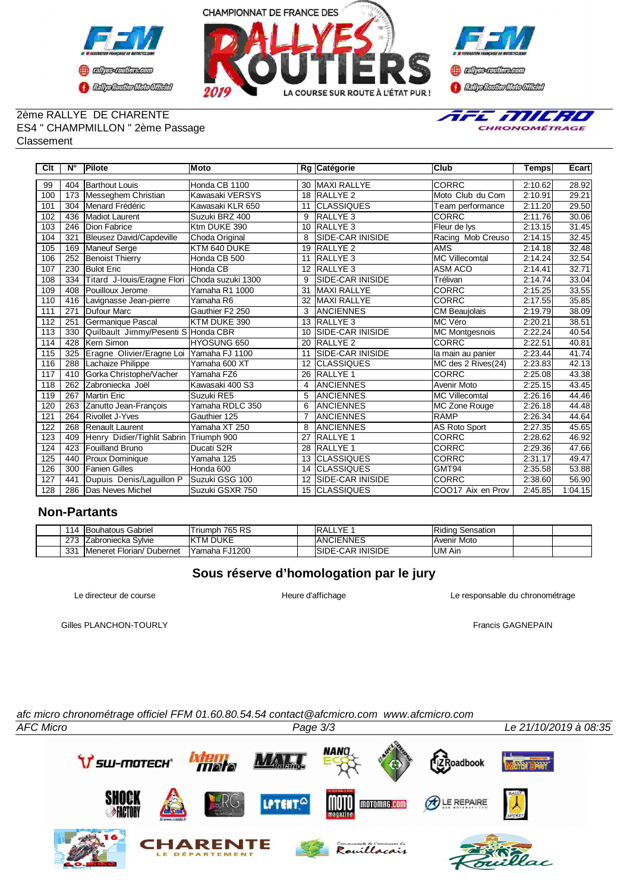2ème RALLYE DE CHARENTE
ES4 " CHAMPMILLON " 2ème Passage
Classement

| Clt | N° | Pilote | Moto | Rg | Catégorie | Club | Temps | Ecart |
|---|---|---|---|---|---|---|---|---|
| 99 | 404 | Barthout Louis | Honda CB 1100 | 30 | MAXI RALLYE | CORRC | 2:10.62 | 28.92 |
| 100 | 173 | Messeghem Christian | Kawasaki VERSYS | 18 | RALLYE 2 | Moto Club du Com | 2:10.91 | 29.21 |
| 101 | 304 | Menard Frédéric | Kawasaki KLR 650 | 11 | CLASSIQUES | Team performance | 2:11.20 | 29.50 |
| 102 | 436 | Madiot Laurent | Suzuki BRZ 400 | 9 | RALLYE 3 | CORRC | 2:11.76 | 30.06 |
| 103 | 246 | Dion Fabrice | Ktm DUKE 390 | 10 | RALLYE 3 | Fleur de lys | 2:13.15 | 31.45 |
| 104 | 321 | Bleusez David/Capdeville | Choda Original | 8 | SIDE-CAR INISIDE | Racing Mob Creuso | 2:14.15 | 32.45 |
| 105 | 169 | Maneuf Serge | KTM 640 DUKE | 19 | RALLYE 2 | AMS | 2:14.18 | 32.48 |
| 106 | 252 | Benoist Thierry | Honda CB 500 | 11 | RALLYE 3 | MC Villecomtal | 2:14.24 | 32.54 |
| 107 | 230 | Bulot Eric | Honda CB | 12 | RALLYE 3 | ASM ACO | 2:14.41 | 32.71 |
| 108 | 334 | Titard J-louis/Eragne Flori | Choda suzuki 1300 | 9 | SIDE-CAR INISIDE | Trélivan | 2:14.74 | 33.04 |
| 109 | 408 | Pouilloux Jerome | Yamaha R1 1000 | 31 | MAXI RALLYE | CORRC | 2:15.25 | 33.55 |
| 110 | 416 | Lavignasse Jean-pierre | Yamaha R6 | 32 | MAXI RALLYE | CORRC | 2:17.55 | 35.85 |
| 111 | 271 | Dufour Marc | Gauthier F2 250 | 3 | ANCIENNES | CM Beaujolais | 2:19.79 | 38.09 |
| 112 | 251 | Germanique Pascal | KTM DUKE 390 | 13 | RALLYE 3 | MC Véro | 2:20.21 | 38.51 |
| 113 | 330 | Quilbault Jimmy/Pesenti S | Honda CBR | 10 | SIDE-CAR INISIDE | MC Montgesnois | 2:22.24 | 40.54 |
| 114 | 428 | Kern Simon | HYOSUNG 650 | 20 | RALLYE 2 | CORRC | 2:22.51 | 40.81 |
| 115 | 325 | Eragne Olivier/Eragne Loi | Yamaha FJ 1100 | 11 | SIDE-CAR INISIDE | la main au panier | 2:23.44 | 41.74 |
| 116 | 288 | Lachaize Philippe | Yamaha 600 XT | 12 | CLASSIQUES | MC des 2 Rives(24) | 2:23.83 | 42.13 |
| 117 | 410 | Gorka Christophe/Vacher | Yamaha FZ6 | 26 | RALLYE 1 | CORRC | 2:25.08 | 43.38 |
| 118 | 262 | Zabroniecka Joël | Kawasaki 400 S3 | 4 | ANCIENNES | Avenir Moto | 2:25.15 | 43.45 |
| 119 | 267 | Martin Eric | Suzuki RE5 | 5 | ANCIENNES | MC Villecomtal | 2:26.16 | 44.46 |
| 120 | 263 | Zanutto Jean-François | Yamaha RDLC 350 | 6 | ANCIENNES | MC Zone Rouge | 2:26.18 | 44.48 |
| 121 | 264 | Rivollet J-Yves | Gauthier 125 | 7 | ANCIENNES | RAMP | 2:26.34 | 44.64 |
| 122 | 268 | Renault Laurent | Yamaha XT 250 | 8 | ANCIENNES | AS Roto Sport | 2:27.35 | 45.65 |
| 123 | 409 | Henry Didier/Tighlit Sabrin | Triumph 900 | 27 | RALLYE 1 | CORRC | 2:28.62 | 46.92 |
| 124 | 423 | Fouilland Bruno | Ducati S2R | 28 | RALLYE 1 | CORRC | 2:29.36 | 47.66 |
| 125 | 440 | Proux Dominique | Yamaha 125 | 13 | CLASSIQUES | CORRC | 2:31.17 | 49.47 |
| 126 | 300 | Fanien Gilles | Honda 600 | 14 | CLASSIQUES | GMT94 | 2:35.58 | 53.88 |
| 127 | 441 | Dupuis Denis/Laguillon P | Suzuki GSG 100 | 12 | SIDE-CAR INISIDE | CORRC | 2:38.60 | 56.90 |
| 128 | 286 | Das Neves Michel | Suzuki GSXR 750 | 15 | CLASSIQUES | COO17 Aix en Prov | 2:45.85 | 1:04.15 |

## Non-Partants

| | | | | | | | | |
|---|---|---|---|---|---|---|---|---|
| | 114 | Bouhatous Gabriel | Triumph 765 RS | | RALLYE 1 | Riding Sensation | | |
| | 273 | Zabroniecka Sylvie | KTM DUKE | | ANCIENNES | Avenir Moto | | |
| | 331 | Meneret Florian/ Dubernet | Yamaha FJ1200 | | SIDE-CAR INISIDE | UM Ain | | |

## Sous réserve d'homologation par le jury

Le directeur de course — Heure d'affichage — Le responsable du chronométrage

Gilles PLANCHON-TOURLY — Francis GAGNEPAIN

*afc micro chronométrage officiel FFM 01.60.80.54.54 contact@afcmicro.com www.afcmicro.com*

*AFC Micro* — *Le 21/10/2019 à 08:35*